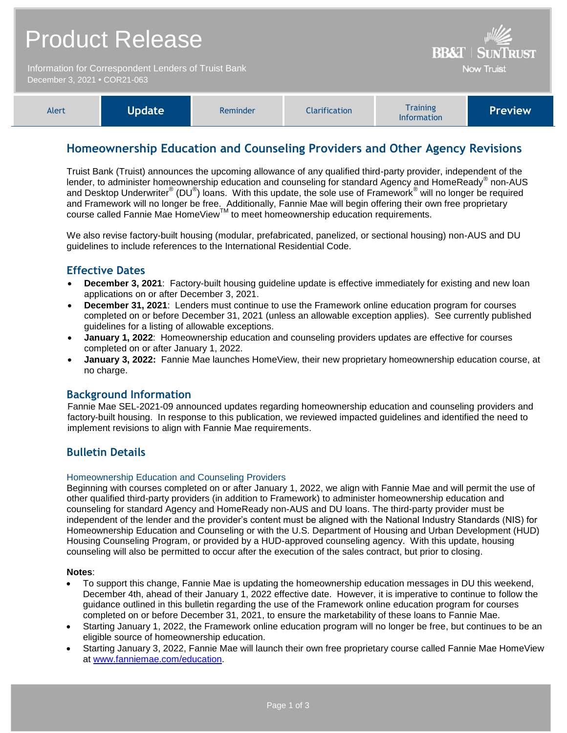# Product Release

Information for Correspondent Lenders of Truist Bank
December 3, 2021 • COR21-063

BB&T | SunTrust
Now Truist

| Alert | **Update** | Reminder | Clarification | Training Information | **Preview** |
|---|---|---|---|---|---|

## Homeownership Education and Counseling Providers and Other Agency Revisions

Truist Bank (Truist) announces the upcoming allowance of any qualified third-party provider, independent of the lender, to administer homeownership education and counseling for standard Agency and HomeReady® non-AUS and Desktop Underwriter® (DU®) loans. With this update, the sole use of Framework® will no longer be required and Framework will no longer be free. Additionally, Fannie Mae will begin offering their own free proprietary course called Fannie Mae HomeView™ to meet homeownership education requirements.

We also revise factory-built housing (modular, prefabricated, panelized, or sectional housing) non-AUS and DU guidelines to include references to the International Residential Code.

### Effective Dates

- **December 3, 2021**: Factory-built housing guideline update is effective immediately for existing and new loan applications on or after December 3, 2021.
- **December 31, 2021**: Lenders must continue to use the Framework online education program for courses completed on or before December 31, 2021 (unless an allowable exception applies). See currently published guidelines for a listing of allowable exceptions.
- **January 1, 2022**: Homeownership education and counseling providers updates are effective for courses completed on or after January 1, 2022.
- **January 3, 2022:** Fannie Mae launches HomeView, their new proprietary homeownership education course, at no charge.

### Background Information

Fannie Mae SEL-2021-09 announced updates regarding homeownership education and counseling providers and factory-built housing. In response to this publication, we reviewed impacted guidelines and identified the need to implement revisions to align with Fannie Mae requirements.

### Bulletin Details

#### Homeownership Education and Counseling Providers

Beginning with courses completed on or after January 1, 2022, we align with Fannie Mae and will permit the use of other qualified third-party providers (in addition to Framework) to administer homeownership education and counseling for standard Agency and HomeReady non-AUS and DU loans. The third-party provider must be independent of the lender and the provider's content must be aligned with the National Industry Standards (NIS) for Homeownership Education and Counseling or with the U.S. Department of Housing and Urban Development (HUD) Housing Counseling Program, or provided by a HUD-approved counseling agency. With this update, housing counseling will also be permitted to occur after the execution of the sales contract, but prior to closing.

**Notes**:

- To support this change, Fannie Mae is updating the homeownership education messages in DU this weekend, December 4th, ahead of their January 1, 2022 effective date. However, it is imperative to continue to follow the guidance outlined in this bulletin regarding the use of the Framework online education program for courses completed on or before December 31, 2021, to ensure the marketability of these loans to Fannie Mae.
- Starting January 1, 2022, the Framework online education program will no longer be free, but continues to be an eligible source of homeownership education.
- Starting January 3, 2022, Fannie Mae will launch their own free proprietary course called Fannie Mae HomeView at www.fanniemae.com/education.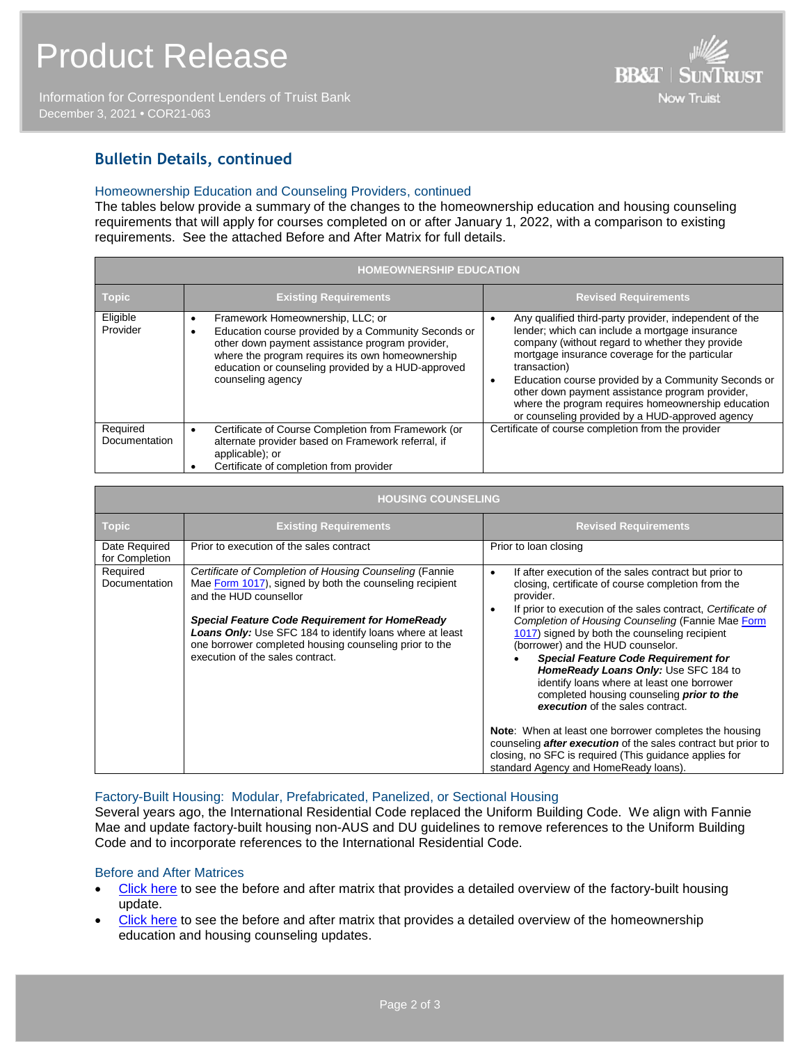## Bulletin Details, continued

### Homeownership Education and Counseling Providers, continued

The tables below provide a summary of the changes to the homeownership education and housing counseling requirements that will apply for courses completed on or after January 1, 2022, with a comparison to existing requirements. See the attached Before and After Matrix for full details.

| HOMEOWNERSHIP EDUCATION | | |
|---|---|---|
| **Topic** | **Existing Requirements** | **Revised Requirements** |
| Eligible Provider | • Framework Homeownership, LLC; or<br>• Education course provided by a Community Seconds or other down payment assistance program provider, where the program requires its own homeownership education or counseling provided by a HUD-approved counseling agency | • Any qualified third-party provider, independent of the lender; which can include a mortgage insurance company (without regard to whether they provide mortgage insurance coverage for the particular transaction)<br>• Education course provided by a Community Seconds or other down payment assistance program provider, where the program requires homeownership education or counseling provided by a HUD-approved agency |
| Required Documentation | • Certificate of Course Completion from Framework (or alternate provider based on Framework referral, if applicable); or<br>• Certificate of completion from provider | Certificate of course completion from the provider |

| HOUSING COUNSELING | | |
|---|---|---|
| **Topic** | **Existing Requirements** | **Revised Requirements** |
| Date Required for Completion | Prior to execution of the sales contract | Prior to loan closing |
| Required Documentation | *Certificate of Completion of Housing Counseling* (Fannie Mae Form 1017), signed by both the counseling recipient and the HUD counsellor<br><br>***Special Feature Code Requirement for HomeReady Loans Only:*** Use SFC 184 to identify loans where at least one borrower completed housing counseling prior to the execution of the sales contract. | • If after execution of the sales contract but prior to closing, certificate of course completion from the provider.<br>• If prior to execution of the sales contract, *Certificate of Completion of Housing Counseling* (Fannie Mae Form 1017) signed by both the counseling recipient (borrower) and the HUD counselor.<br>  ◦ ***Special Feature Code Requirement for HomeReady Loans Only:*** Use SFC 184 to identify loans where at least one borrower completed housing counseling ***prior to the execution*** of the sales contract.<br><br>**Note**: When at least one borrower completes the housing counseling ***after execution*** of the sales contract but prior to closing, no SFC is required (This guidance applies for standard Agency and HomeReady loans). |

### Factory-Built Housing: Modular, Prefabricated, Panelized, or Sectional Housing

Several years ago, the International Residential Code replaced the Uniform Building Code. We align with Fannie Mae and update factory-built housing non-AUS and DU guidelines to remove references to the Uniform Building Code and to incorporate references to the International Residential Code.

### Before and After Matrices

- Click here to see the before and after matrix that provides a detailed overview of the factory-built housing update.
- Click here to see the before and after matrix that provides a detailed overview of the homeownership education and housing counseling updates.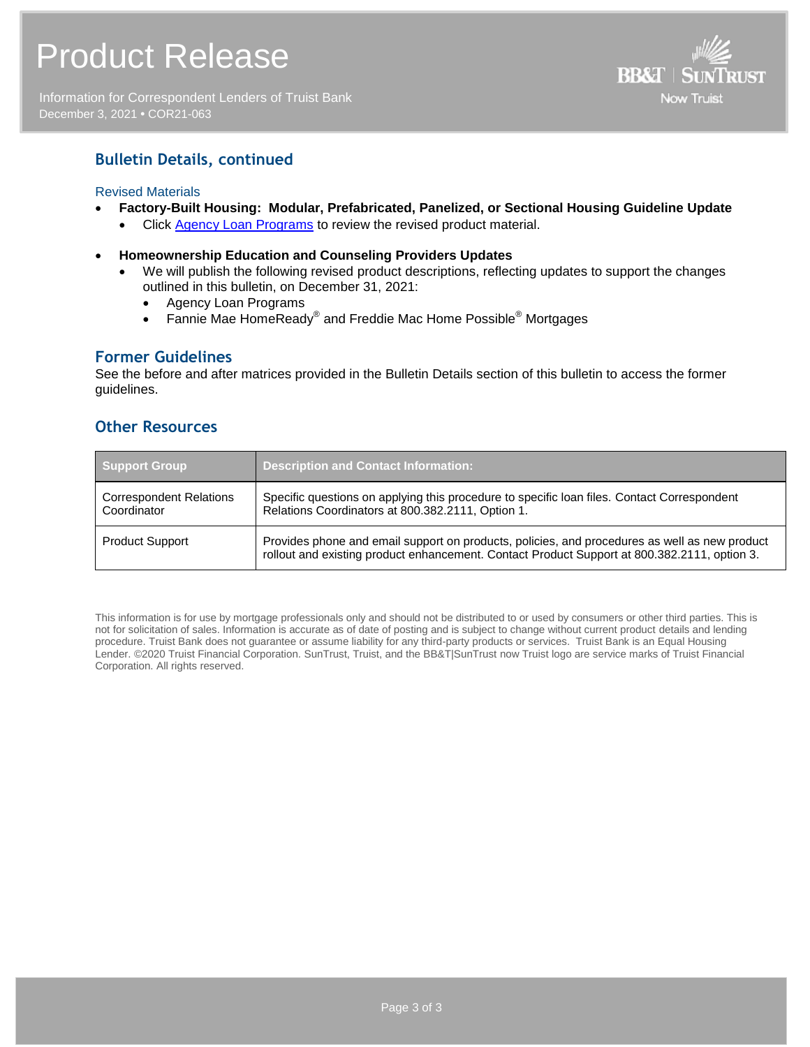## Bulletin Details, continued

### Revised Materials

- **Factory-Built Housing: Modular, Prefabricated, Panelized, or Sectional Housing Guideline Update**
  - Click Agency Loan Programs to review the revised product material.

- **Homeownership Education and Counseling Providers Updates**
  - We will publish the following revised product descriptions, reflecting updates to support the changes outlined in this bulletin, on December 31, 2021:
    - Agency Loan Programs
    - Fannie Mae HomeReady® and Freddie Mac Home Possible® Mortgages

## Former Guidelines

See the before and after matrices provided in the Bulletin Details section of this bulletin to access the former guidelines.

## Other Resources

| Support Group | Description and Contact Information: |
|---|---|
| Correspondent Relations Coordinator | Specific questions on applying this procedure to specific loan files. Contact Correspondent Relations Coordinators at 800.382.2111, Option 1. |
| Product Support | Provides phone and email support on products, policies, and procedures as well as new product rollout and existing product enhancement. Contact Product Support at 800.382.2111, option 3. |

This information is for use by mortgage professionals only and should not be distributed to or used by consumers or other third parties. This is not for solicitation of sales. Information is accurate as of date of posting and is subject to change without current product details and lending procedure. Truist Bank does not guarantee or assume liability for any third-party products or services. Truist Bank is an Equal Housing Lender. ©2020 Truist Financial Corporation. SunTrust, Truist, and the BB&T|SunTrust now Truist logo are service marks of Truist Financial Corporation. All rights reserved.